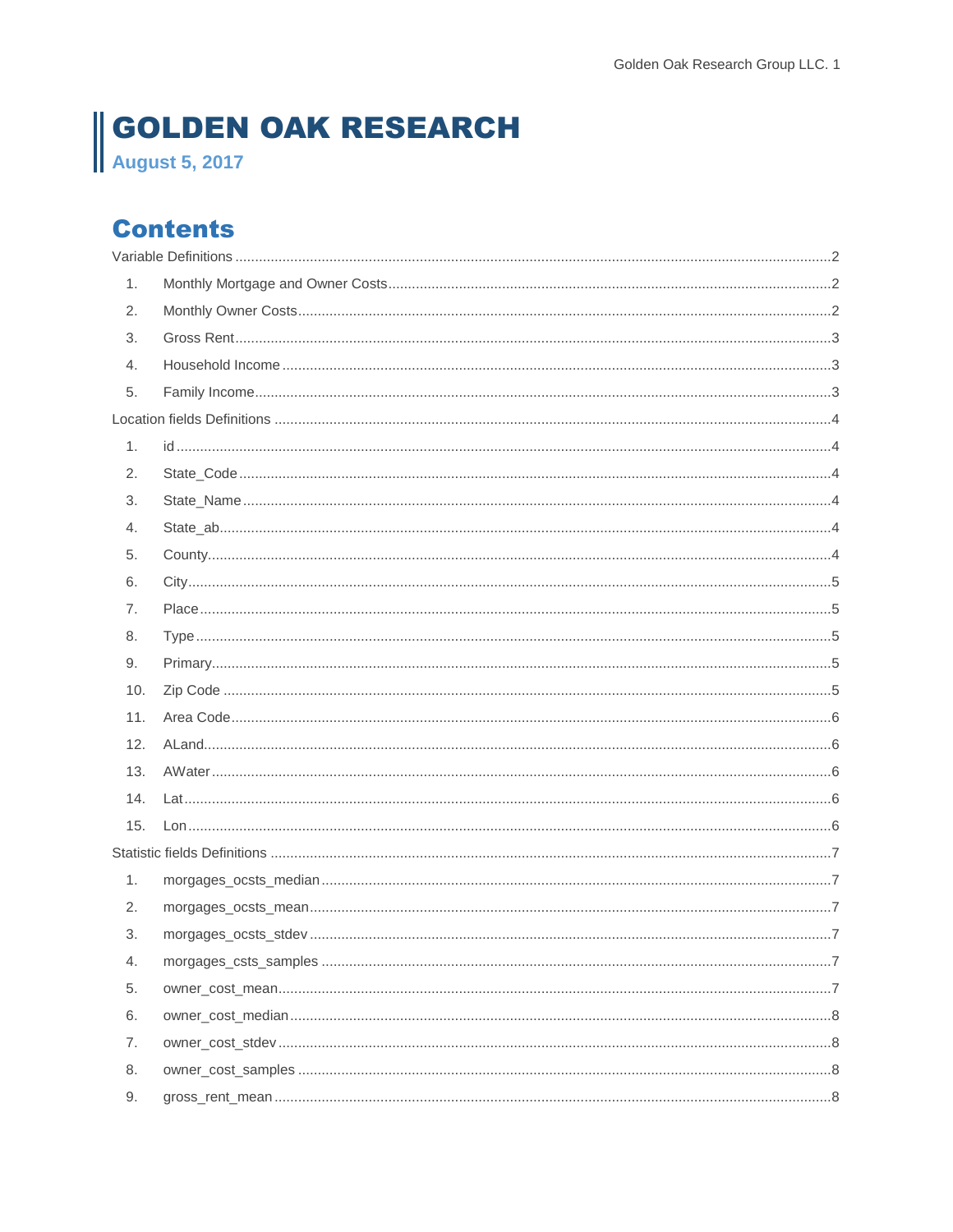# GOLDEN OAK RESEARCH

**August 5, 2017**

## Contents

Variable Definitions ..... 2

1. Monthly Mortgage and Owner Costs ..... 2
2. Monthly Owner Costs ..... 2
3. Gross Rent ..... 3
4. Household Income ..... 3
5. Family Income ..... 3

Location fields Definitions ..... 4

1. id ..... 4
2. State_Code ..... 4
3. State_Name ..... 4
4. State_ab ..... 4
5. County ..... 4
6. City ..... 5
7. Place ..... 5
8. Type ..... 5
9. Primary ..... 5
10. Zip Code ..... 5
11. Area Code ..... 6
12. ALand ..... 6
13. AWater ..... 6
14. Lat ..... 6
15. Lon ..... 6

Statistic fields Definitions ..... 7

1. morgages_ocsts_median ..... 7
2. morgages_ocsts_mean ..... 7
3. morgages_ocsts_stdev ..... 7
4. morgages_csts_samples ..... 7
5. owner_cost_mean ..... 7
6. owner_cost_median ..... 8
7. owner_cost_stdev ..... 8
8. owner_cost_samples ..... 8
9. gross_rent_mean ..... 8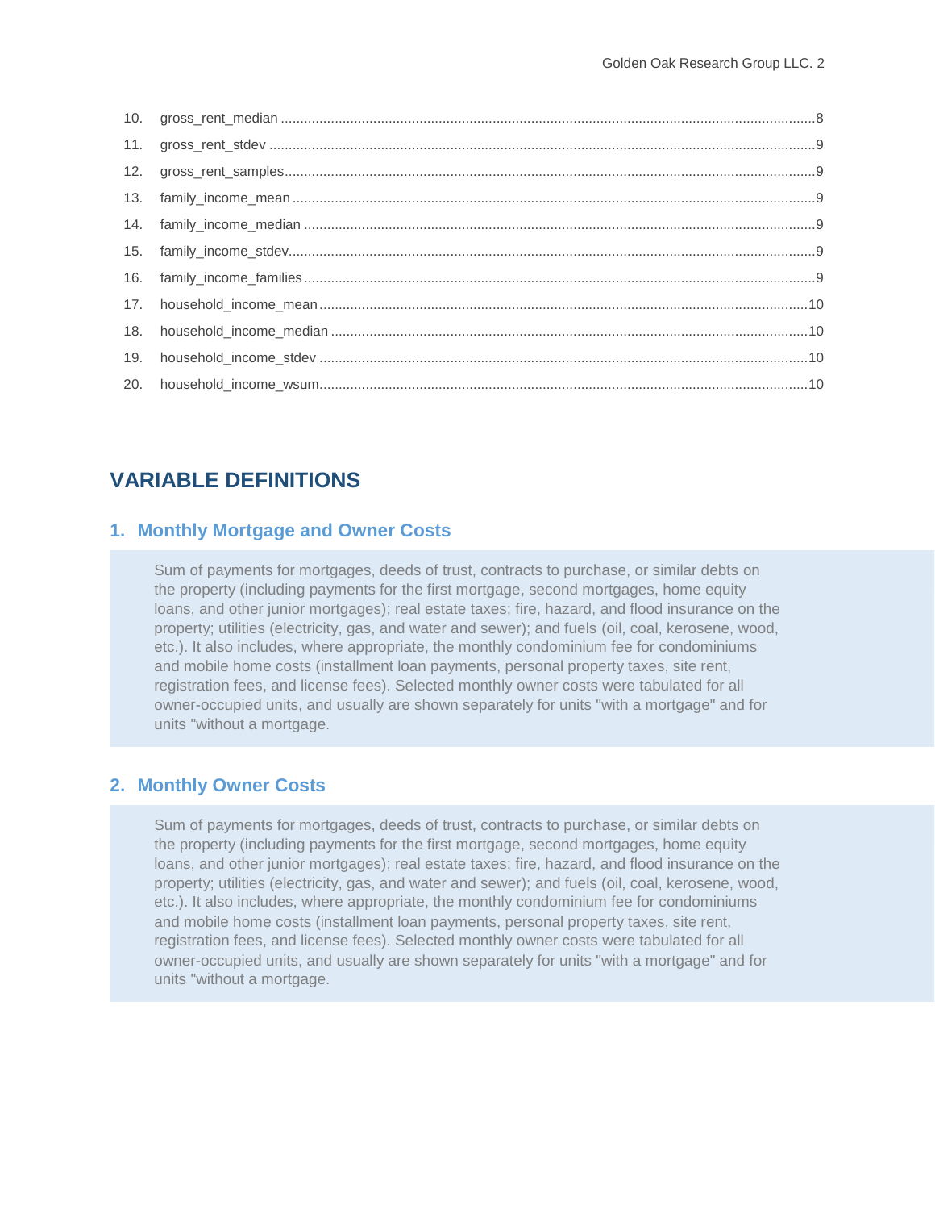10. gross_rent_median ........................................................................................................8
11. gross_rent_stdev ..........................................................................................................9
12. gross_rent_samples.......................................................................................................9
13. family_income_mean .....................................................................................................9
14. family_income_median ..................................................................................................9
15. family_income_stdev......................................................................................................9
16. family_income_families ..................................................................................................9
17. household_income_mean ............................................................................................10
18. household_income_median ..........................................................................................10
19. household_income_stdev .............................................................................................10
20. household_income_wsum.............................................................................................10

# VARIABLE DEFINITIONS

## 1. Monthly Mortgage and Owner Costs

Sum of payments for mortgages, deeds of trust, contracts to purchase, or similar debts on the property (including payments for the first mortgage, second mortgages, home equity loans, and other junior mortgages); real estate taxes; fire, hazard, and flood insurance on the property; utilities (electricity, gas, and water and sewer); and fuels (oil, coal, kerosene, wood, etc.). It also includes, where appropriate, the monthly condominium fee for condominiums and mobile home costs (installment loan payments, personal property taxes, site rent, registration fees, and license fees). Selected monthly owner costs were tabulated for all owner-occupied units, and usually are shown separately for units "with a mortgage" and for units "without a mortgage.

## 2. Monthly Owner Costs

Sum of payments for mortgages, deeds of trust, contracts to purchase, or similar debts on the property (including payments for the first mortgage, second mortgages, home equity loans, and other junior mortgages); real estate taxes; fire, hazard, and flood insurance on the property; utilities (electricity, gas, and water and sewer); and fuels (oil, coal, kerosene, wood, etc.). It also includes, where appropriate, the monthly condominium fee for condominiums and mobile home costs (installment loan payments, personal property taxes, site rent, registration fees, and license fees). Selected monthly owner costs were tabulated for all owner-occupied units, and usually are shown separately for units "with a mortgage" and for units "without a mortgage.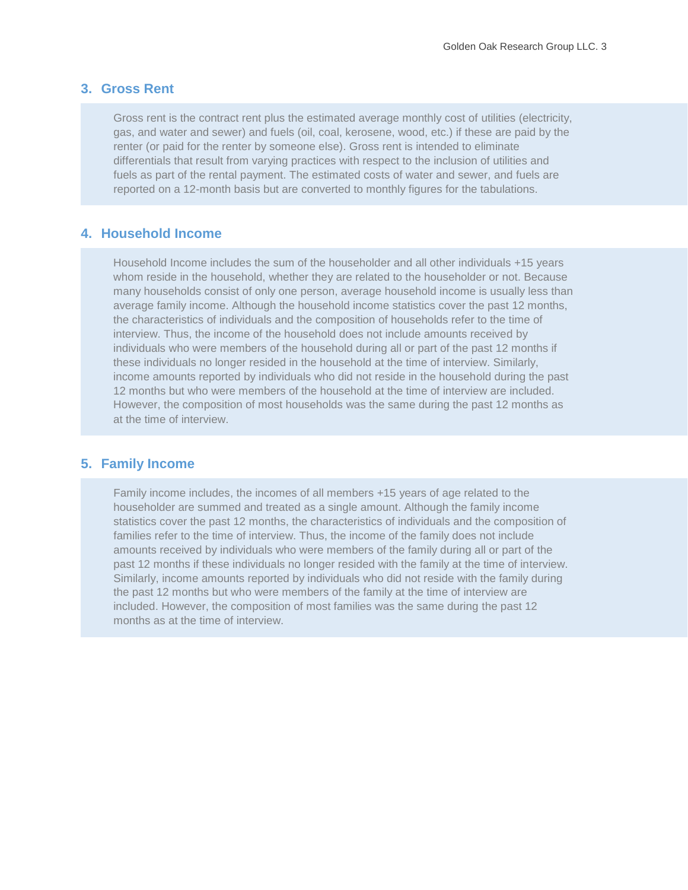## 3. Gross Rent

Gross rent is the contract rent plus the estimated average monthly cost of utilities (electricity, gas, and water and sewer) and fuels (oil, coal, kerosene, wood, etc.) if these are paid by the renter (or paid for the renter by someone else). Gross rent is intended to eliminate differentials that result from varying practices with respect to the inclusion of utilities and fuels as part of the rental payment. The estimated costs of water and sewer, and fuels are reported on a 12-month basis but are converted to monthly figures for the tabulations.

## 4. Household Income

Household Income includes the sum of the householder and all other individuals +15 years whom reside in the household, whether they are related to the householder or not. Because many households consist of only one person, average household income is usually less than average family income. Although the household income statistics cover the past 12 months, the characteristics of individuals and the composition of households refer to the time of interview. Thus, the income of the household does not include amounts received by individuals who were members of the household during all or part of the past 12 months if these individuals no longer resided in the household at the time of interview. Similarly, income amounts reported by individuals who did not reside in the household during the past 12 months but who were members of the household at the time of interview are included. However, the composition of most households was the same during the past 12 months as at the time of interview.

## 5. Family Income

Family income includes, the incomes of all members +15 years of age related to the householder are summed and treated as a single amount. Although the family income statistics cover the past 12 months, the characteristics of individuals and the composition of families refer to the time of interview. Thus, the income of the family does not include amounts received by individuals who were members of the family during all or part of the past 12 months if these individuals no longer resided with the family at the time of interview. Similarly, income amounts reported by individuals who did not reside with the family during the past 12 months but who were members of the family at the time of interview are included. However, the composition of most families was the same during the past 12 months as at the time of interview.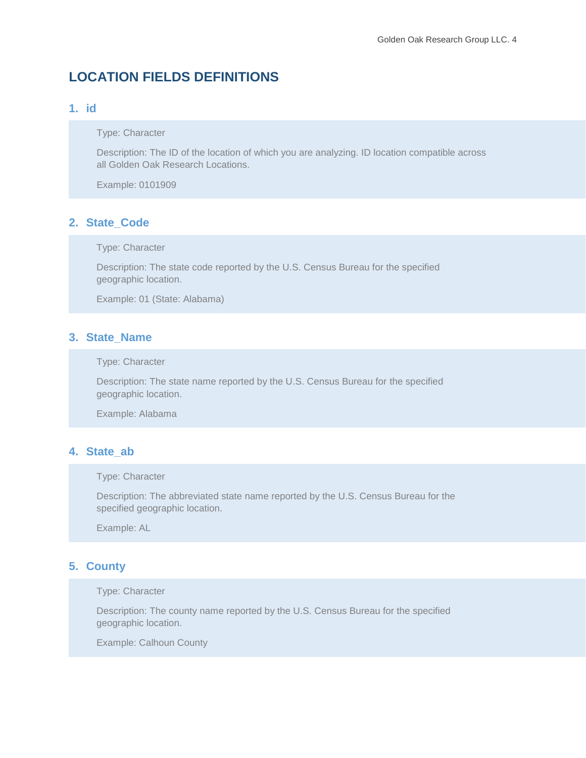## LOCATION FIELDS DEFINITIONS

### 1. id

Type: Character

Description: The ID of the location of which you are analyzing. ID location compatible across all Golden Oak Research Locations.

Example: 0101909

### 2. State_Code

Type: Character

Description: The state code reported by the U.S. Census Bureau for the specified geographic location.

Example: 01 (State: Alabama)

### 3. State_Name

Type: Character

Description: The state name reported by the U.S. Census Bureau for the specified geographic location.

Example: Alabama

### 4. State_ab

Type: Character

Description: The abbreviated state name reported by the U.S. Census Bureau for the specified geographic location.

Example: AL

### 5. County

Type: Character

Description: The county name reported by the U.S. Census Bureau for the specified geographic location.

Example: Calhoun County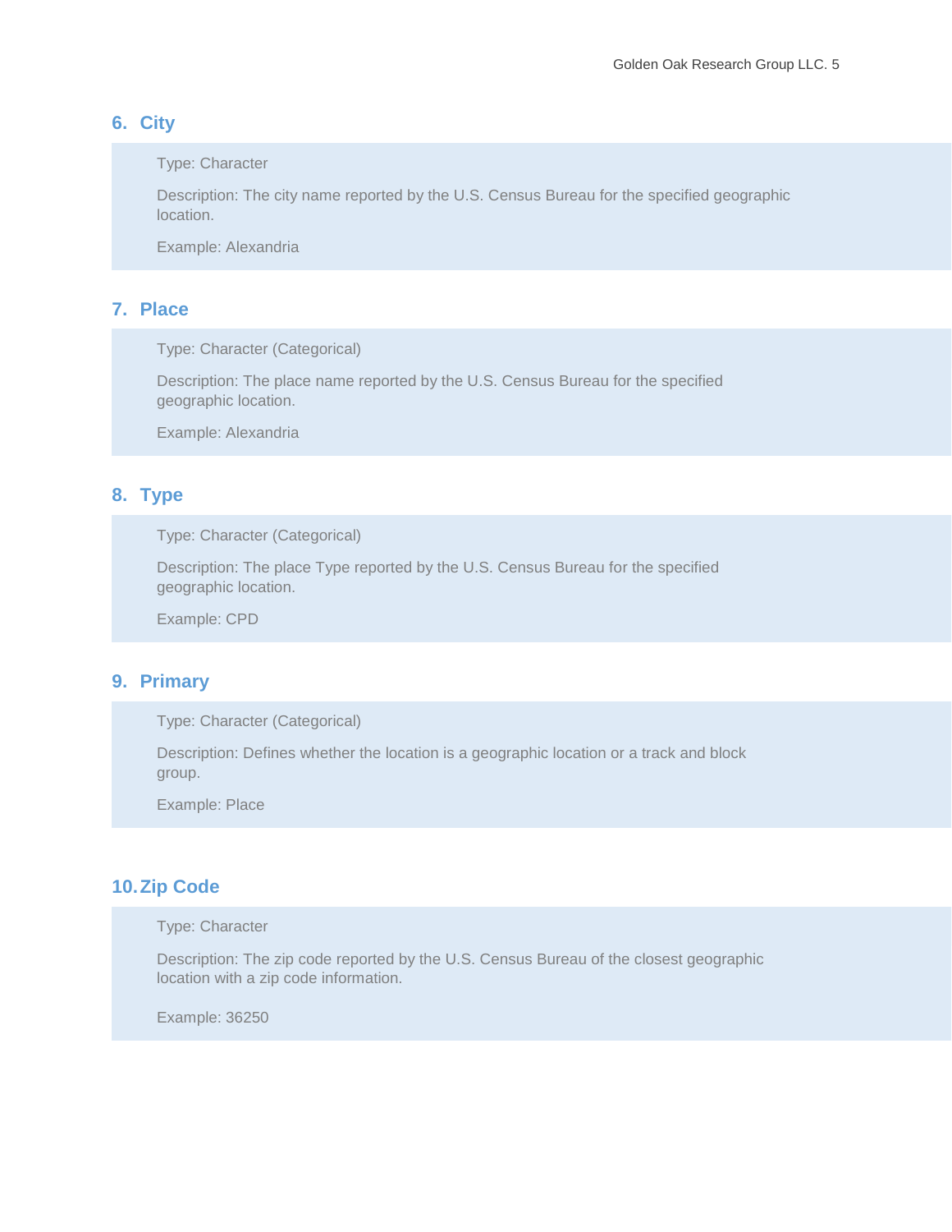### 6. City

Type: Character

Description: The city name reported by the U.S. Census Bureau for the specified geographic location.

Example: Alexandria

### 7. Place

Type: Character (Categorical)

Description: The place name reported by the U.S. Census Bureau for the specified geographic location.

Example: Alexandria

### 8. Type

Type: Character (Categorical)

Description: The place Type reported by the U.S. Census Bureau for the specified geographic location.

Example: CPD

### 9. Primary

Type: Character (Categorical)

Description: Defines whether the location is a geographic location or a track and block group.

Example: Place

### 10. Zip Code

Type: Character

Description: The zip code reported by the U.S. Census Bureau of the closest geographic location with a zip code information.

Example: 36250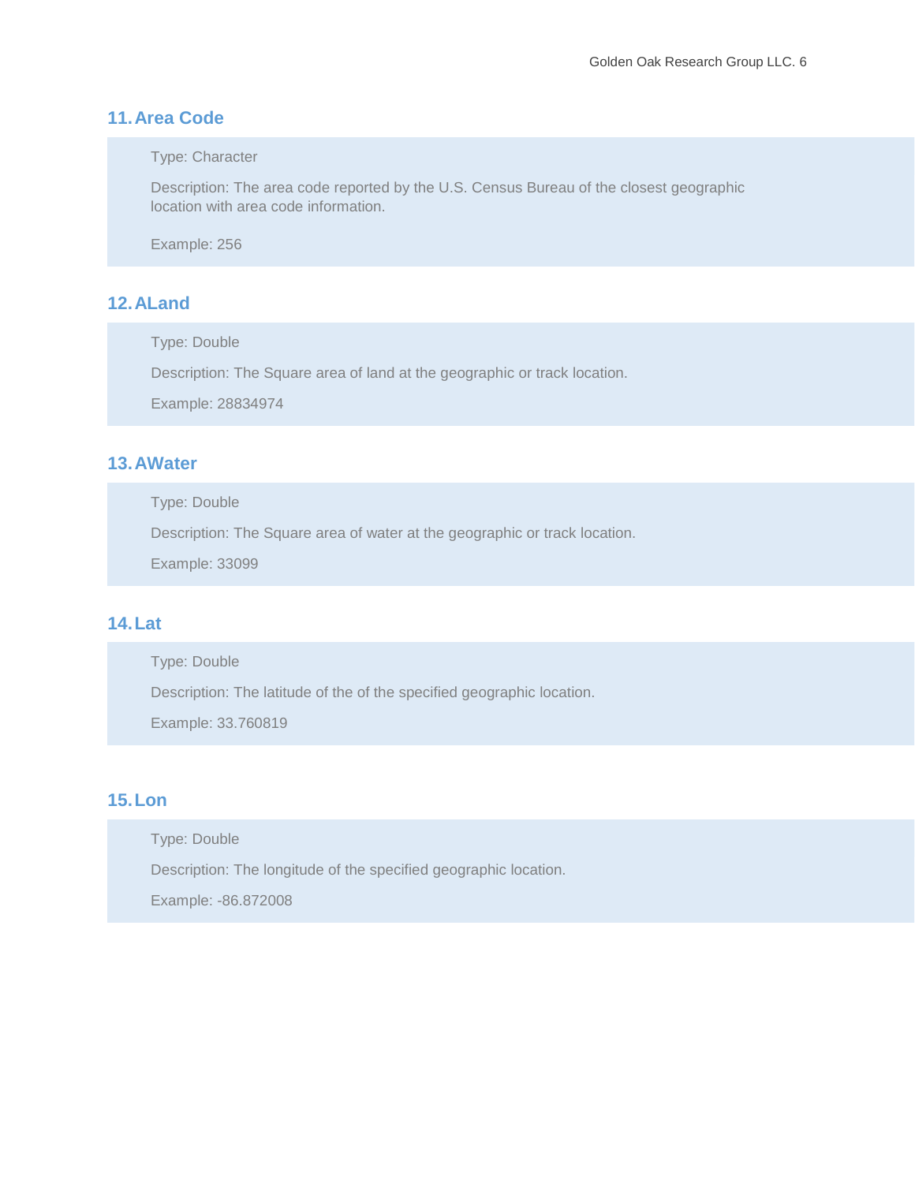## 11. Area Code

Type: Character

Description: The area code reported by the U.S. Census Bureau of the closest geographic location with area code information.

Example: 256

## 12. ALand

Type: Double

Description: The Square area of land at the geographic or track location.

Example: 28834974

## 13. AWater

Type: Double

Description: The Square area of water at the geographic or track location.

Example: 33099

## 14. Lat

Type: Double

Description: The latitude of the of the specified geographic location.

Example: 33.760819

## 15. Lon

Type: Double

Description: The longitude of the specified geographic location.

Example: -86.872008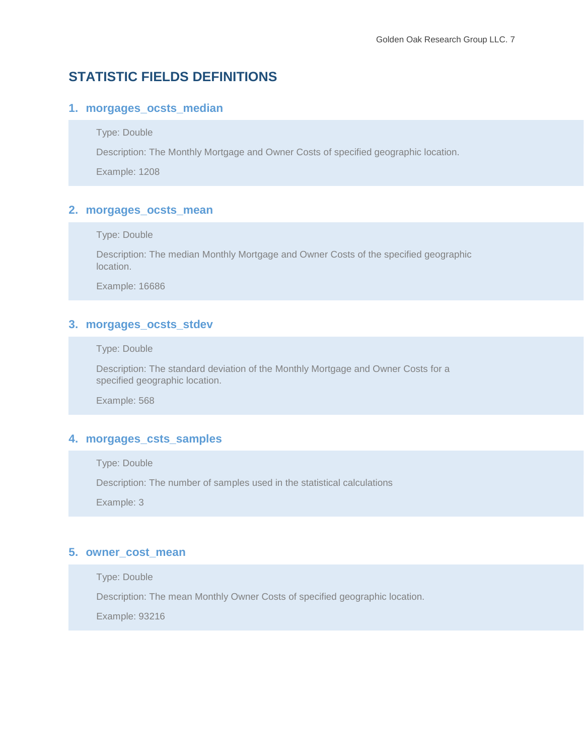## STATISTIC FIELDS DEFINITIONS

### 1. morgages_ocsts_median

Type: Double

Description: The Monthly Mortgage and Owner Costs of specified geographic location.

Example: 1208

### 2. morgages_ocsts_mean

Type: Double

Description: The median Monthly Mortgage and Owner Costs of the specified geographic location.

Example: 16686

### 3. morgages_ocsts_stdev

Type: Double

Description: The standard deviation of the Monthly Mortgage and Owner Costs for a specified geographic location.

Example: 568

### 4. morgages_csts_samples

Type: Double

Description: The number of samples used in the statistical calculations

Example: 3

### 5. owner_cost_mean

Type: Double

Description: The mean Monthly Owner Costs of specified geographic location.

Example: 93216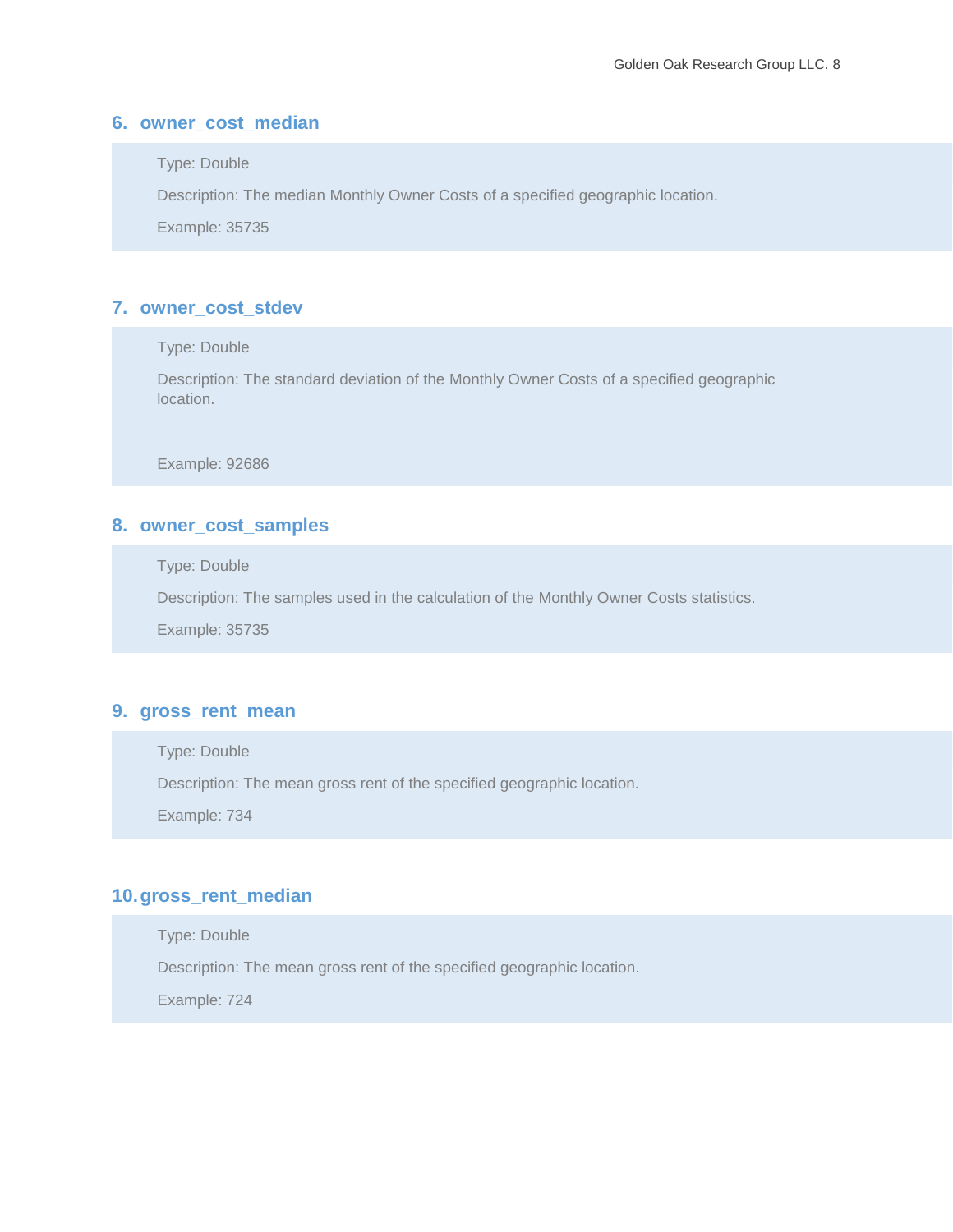### 6. owner_cost_median

Type: Double

Description: The median Monthly Owner Costs of a specified geographic location.

Example: 35735

### 7. owner_cost_stdev

Type: Double

Description: The standard deviation of the Monthly Owner Costs of a specified geographic location.

Example: 92686

### 8. owner_cost_samples

Type: Double

Description: The samples used in the calculation of the Monthly Owner Costs statistics.

Example: 35735

### 9. gross_rent_mean

Type: Double

Description: The mean gross rent of the specified geographic location.

Example: 734

### 10. gross_rent_median

Type: Double

Description: The mean gross rent of the specified geographic location.

Example: 724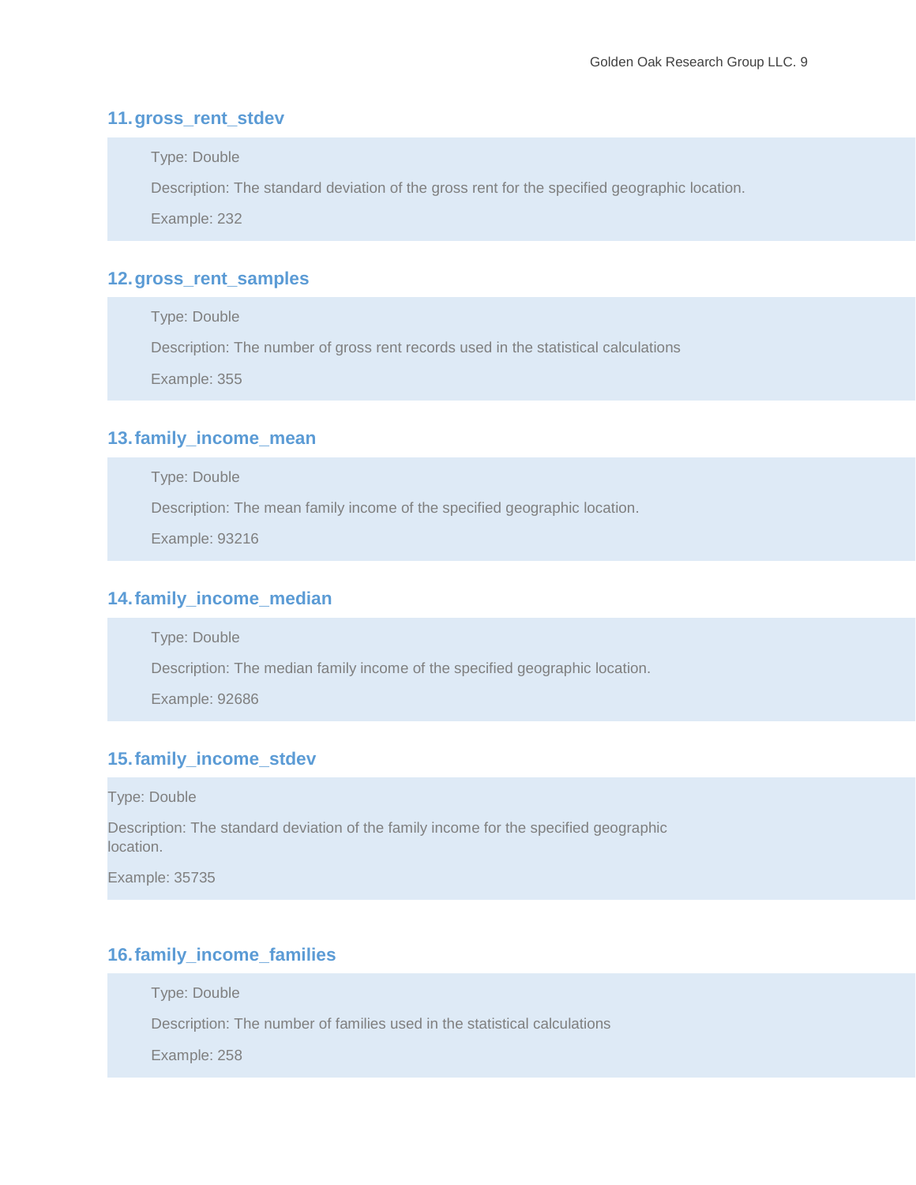### 11. gross_rent_stdev

Type: Double

Description: The standard deviation of the gross rent for the specified geographic location.

Example: 232

### 12. gross_rent_samples

Type: Double

Description: The number of gross rent records used in the statistical calculations

Example: 355

### 13. family_income_mean

Type: Double

Description: The mean family income of the specified geographic location.

Example: 93216

### 14. family_income_median

Type: Double

Description: The median family income of the specified geographic location.

Example: 92686

### 15. family_income_stdev

Type: Double

Description: The standard deviation of the family income for the specified geographic location.

Example: 35735

### 16. family_income_families

Type: Double

Description: The number of families used in the statistical calculations

Example: 258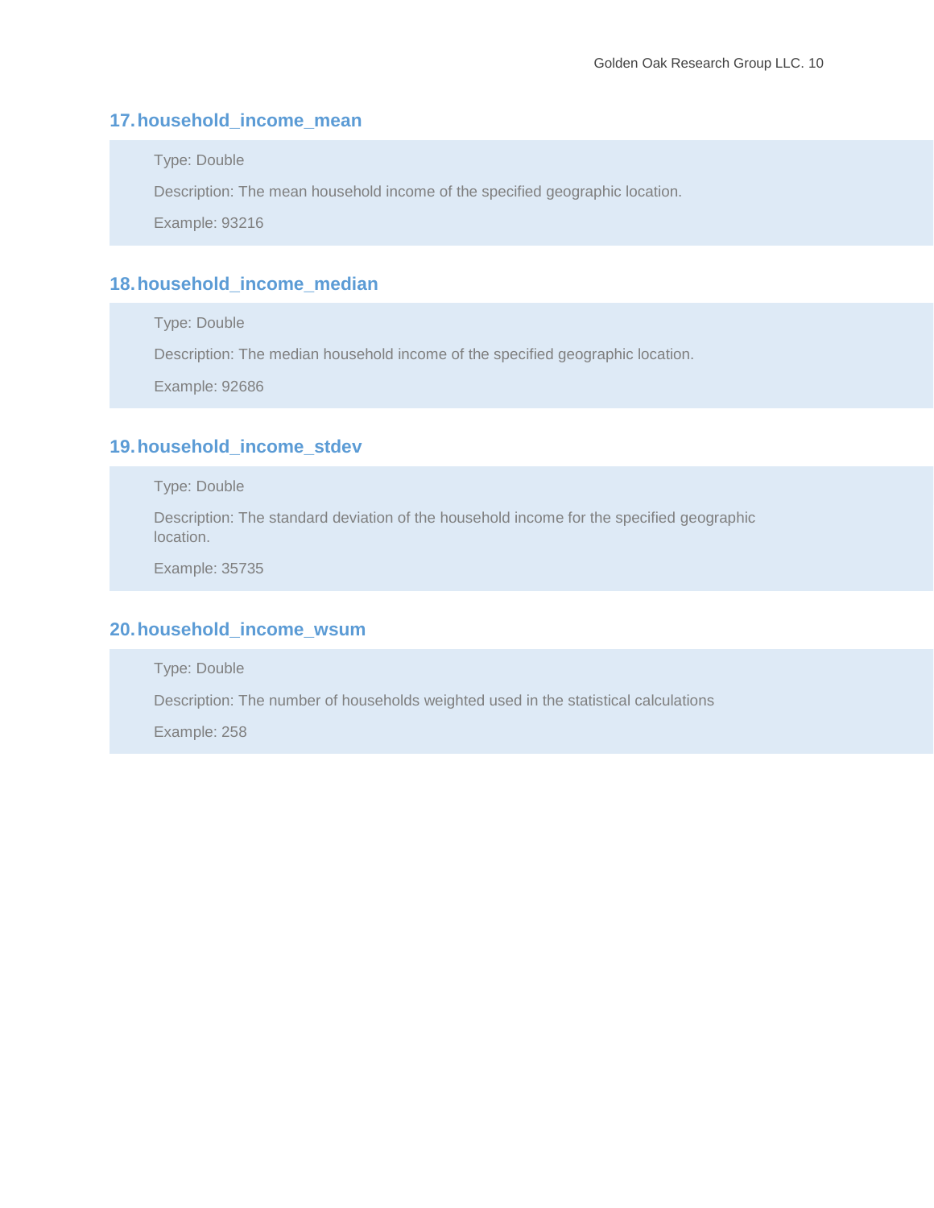### 17. household_income_mean

Type: Double

Description: The mean household income of the specified geographic location.

Example: 93216

### 18. household_income_median

Type: Double

Description: The median household income of the specified geographic location.

Example: 92686

### 19. household_income_stdev

Type: Double

Description: The standard deviation of the household income for the specified geographic location.

Example: 35735

### 20. household_income_wsum

Type: Double

Description: The number of households weighted used in the statistical calculations

Example: 258